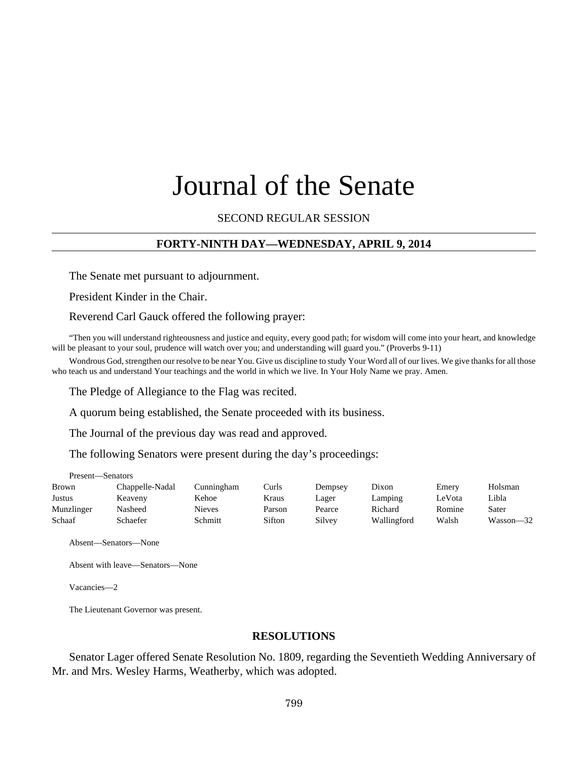# Journal of the Senate

SECOND REGULAR SESSION

## FORTY-NINTH DAY—WEDNESDAY, APRIL 9, 2014

The Senate met pursuant to adjournment.

President Kinder in the Chair.

Reverend Carl Gauck offered the following prayer:

"Then you will understand righteousness and justice and equity, every good path; for wisdom will come into your heart, and knowledge will be pleasant to your soul, prudence will watch over you; and understanding will guard you." (Proverbs 9-11)

Wondrous God, strengthen our resolve to be near You. Give us discipline to study Your Word all of our lives. We give thanks for all those who teach us and understand Your teachings and the world in which we live. In Your Holy Name we pray. Amen.

The Pledge of Allegiance to the Flag was recited.

A quorum being established, the Senate proceeded with its business.

The Journal of the previous day was read and approved.

The following Senators were present during the day's proceedings:

Present—Senators

| | | | | | | | |
|---|---|---|---|---|---|---|---|
| Brown | Chappelle-Nadal | Cunningham | Curls | Dempsey | Dixon | Emery | Holsman |
| Justus | Keaveny | Kehoe | Kraus | Lager | Lamping | LeVota | Libla |
| Munzlinger | Nasheed | Nieves | Parson | Pearce | Richard | Romine | Sater |
| Schaaf | Schaefer | Schmitt | Sifton | Silvey | Wallingford | Walsh | Wasson—32 |

Absent—Senators—None

Absent with leave—Senators—None

Vacancies—2

The Lieutenant Governor was present.

## RESOLUTIONS

Senator Lager offered Senate Resolution No. 1809, regarding the Seventieth Wedding Anniversary of Mr. and Mrs. Wesley Harms, Weatherby, which was adopted.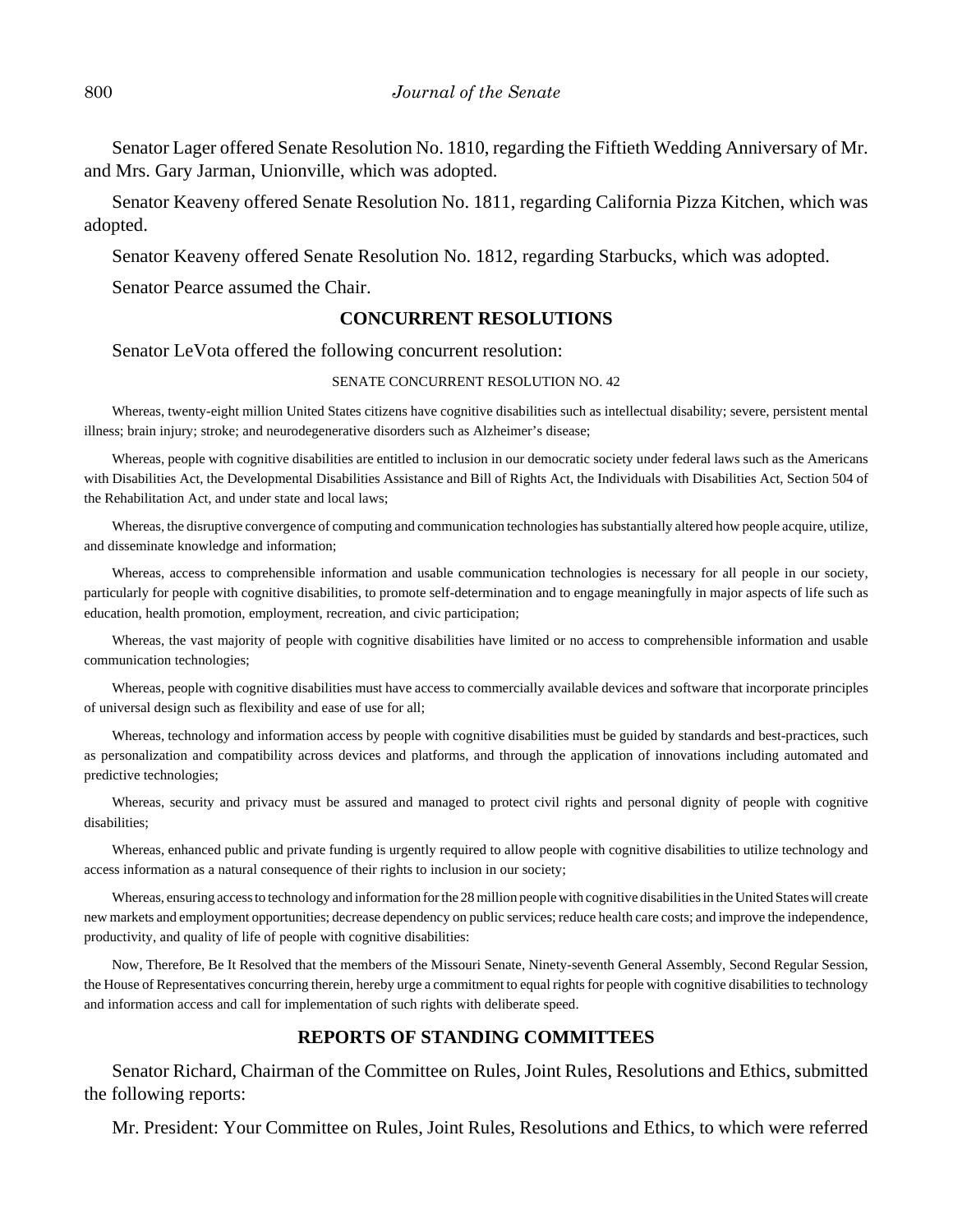Senator Lager offered Senate Resolution No. 1810, regarding the Fiftieth Wedding Anniversary of Mr. and Mrs. Gary Jarman, Unionville, which was adopted.

Senator Keaveny offered Senate Resolution No. 1811, regarding California Pizza Kitchen, which was adopted.

Senator Keaveny offered Senate Resolution No. 1812, regarding Starbucks, which was adopted.

Senator Pearce assumed the Chair.

## CONCURRENT RESOLUTIONS

Senator LeVota offered the following concurrent resolution:

SENATE CONCURRENT RESOLUTION NO. 42

Whereas, twenty-eight million United States citizens have cognitive disabilities such as intellectual disability; severe, persistent mental illness; brain injury; stroke; and neurodegenerative disorders such as Alzheimer's disease;

Whereas, people with cognitive disabilities are entitled to inclusion in our democratic society under federal laws such as the Americans with Disabilities Act, the Developmental Disabilities Assistance and Bill of Rights Act, the Individuals with Disabilities Act, Section 504 of the Rehabilitation Act, and under state and local laws;

Whereas, the disruptive convergence of computing and communication technologies has substantially altered how people acquire, utilize, and disseminate knowledge and information;

Whereas, access to comprehensible information and usable communication technologies is necessary for all people in our society, particularly for people with cognitive disabilities, to promote self-determination and to engage meaningfully in major aspects of life such as education, health promotion, employment, recreation, and civic participation;

Whereas, the vast majority of people with cognitive disabilities have limited or no access to comprehensible information and usable communication technologies;

Whereas, people with cognitive disabilities must have access to commercially available devices and software that incorporate principles of universal design such as flexibility and ease of use for all;

Whereas, technology and information access by people with cognitive disabilities must be guided by standards and best-practices, such as personalization and compatibility across devices and platforms, and through the application of innovations including automated and predictive technologies;

Whereas, security and privacy must be assured and managed to protect civil rights and personal dignity of people with cognitive disabilities;

Whereas, enhanced public and private funding is urgently required to allow people with cognitive disabilities to utilize technology and access information as a natural consequence of their rights to inclusion in our society;

Whereas, ensuring access to technology and information for the 28 million people with cognitive disabilities in the United States will create new markets and employment opportunities; decrease dependency on public services; reduce health care costs; and improve the independence, productivity, and quality of life of people with cognitive disabilities:

Now, Therefore, Be It Resolved that the members of the Missouri Senate, Ninety-seventh General Assembly, Second Regular Session, the House of Representatives concurring therein, hereby urge a commitment to equal rights for people with cognitive disabilities to technology and information access and call for implementation of such rights with deliberate speed.

## REPORTS OF STANDING COMMITTEES

Senator Richard, Chairman of the Committee on Rules, Joint Rules, Resolutions and Ethics, submitted the following reports:

Mr. President: Your Committee on Rules, Joint Rules, Resolutions and Ethics, to which were referred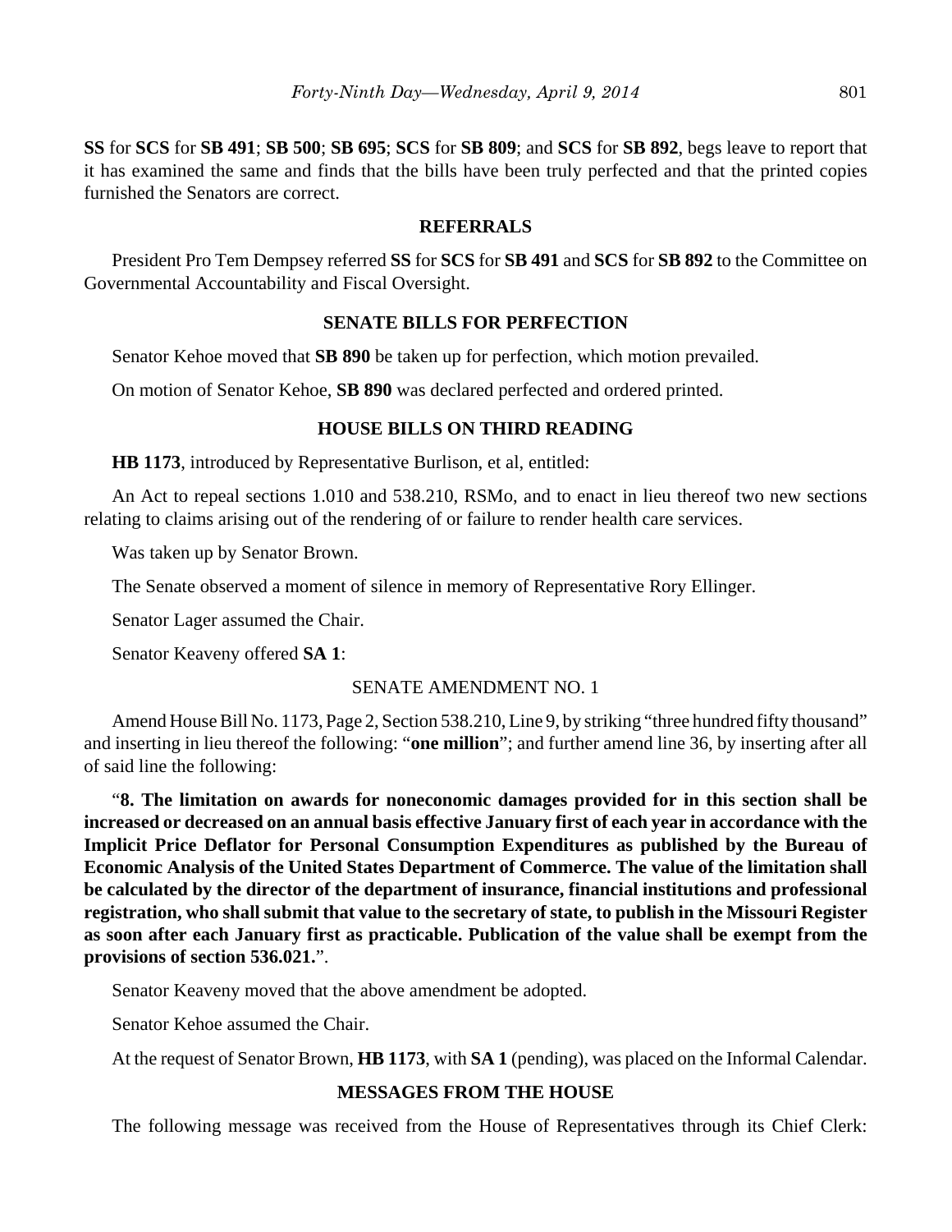**SS** for **SCS** for **SB 491**; **SB 500**; **SB 695**; **SCS** for **SB 809**; and **SCS** for **SB 892**, begs leave to report that it has examined the same and finds that the bills have been truly perfected and that the printed copies furnished the Senators are correct.

## REFERRALS

President Pro Tem Dempsey referred **SS** for **SCS** for **SB 491** and **SCS** for **SB 892** to the Committee on Governmental Accountability and Fiscal Oversight.

## SENATE BILLS FOR PERFECTION

Senator Kehoe moved that **SB 890** be taken up for perfection, which motion prevailed.

On motion of Senator Kehoe, **SB 890** was declared perfected and ordered printed.

## HOUSE BILLS ON THIRD READING

**HB 1173**, introduced by Representative Burlison, et al, entitled:

An Act to repeal sections 1.010 and 538.210, RSMo, and to enact in lieu thereof two new sections relating to claims arising out of the rendering of or failure to render health care services.

Was taken up by Senator Brown.

The Senate observed a moment of silence in memory of Representative Rory Ellinger.

Senator Lager assumed the Chair.

Senator Keaveny offered **SA 1**:

SENATE AMENDMENT NO. 1

Amend House Bill No. 1173, Page 2, Section 538.210, Line 9, by striking "three hundred fifty thousand" and inserting in lieu thereof the following: "**one million**"; and further amend line 36, by inserting after all of said line the following:

"**8. The limitation on awards for noneconomic damages provided for in this section shall be increased or decreased on an annual basis effective January first of each year in accordance with the Implicit Price Deflator for Personal Consumption Expenditures as published by the Bureau of Economic Analysis of the United States Department of Commerce. The value of the limitation shall be calculated by the director of the department of insurance, financial institutions and professional registration, who shall submit that value to the secretary of state, to publish in the Missouri Register as soon after each January first as practicable. Publication of the value shall be exempt from the provisions of section 536.021.**".

Senator Keaveny moved that the above amendment be adopted.

Senator Kehoe assumed the Chair.

At the request of Senator Brown, **HB 1173**, with **SA 1** (pending), was placed on the Informal Calendar.

## MESSAGES FROM THE HOUSE

The following message was received from the House of Representatives through its Chief Clerk: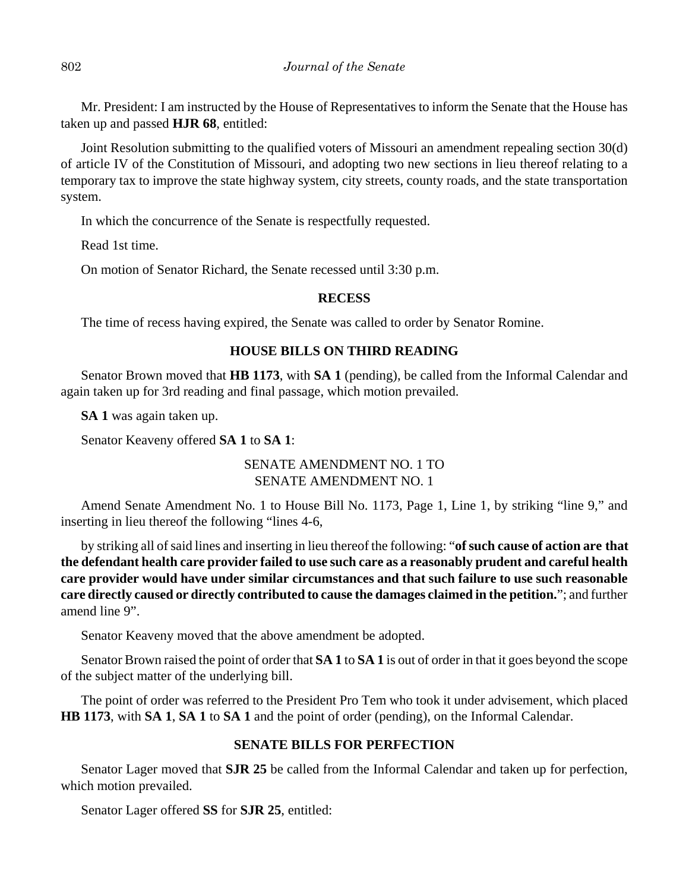Mr. President: I am instructed by the House of Representatives to inform the Senate that the House has taken up and passed **HJR 68**, entitled:

Joint Resolution submitting to the qualified voters of Missouri an amendment repealing section 30(d) of article IV of the Constitution of Missouri, and adopting two new sections in lieu thereof relating to a temporary tax to improve the state highway system, city streets, county roads, and the state transportation system.

In which the concurrence of the Senate is respectfully requested.

Read 1st time.

On motion of Senator Richard, the Senate recessed until 3:30 p.m.

## RECESS

The time of recess having expired, the Senate was called to order by Senator Romine.

## HOUSE BILLS ON THIRD READING

Senator Brown moved that **HB 1173**, with **SA 1** (pending), be called from the Informal Calendar and again taken up for 3rd reading and final passage, which motion prevailed.

**SA 1** was again taken up.

Senator Keaveny offered **SA 1** to **SA 1**:

SENATE AMENDMENT NO. 1 TO
SENATE AMENDMENT NO. 1

Amend Senate Amendment No. 1 to House Bill No. 1173, Page 1, Line 1, by striking "line 9," and inserting in lieu thereof the following "lines 4-6,

by striking all of said lines and inserting in lieu thereof the following: "**of such cause of action are that the defendant health care provider failed to use such care as a reasonably prudent and careful health care provider would have under similar circumstances and that such failure to use such reasonable care directly caused or directly contributed to cause the damages claimed in the petition.**"; and further amend line 9".

Senator Keaveny moved that the above amendment be adopted.

Senator Brown raised the point of order that **SA 1** to **SA 1** is out of order in that it goes beyond the scope of the subject matter of the underlying bill.

The point of order was referred to the President Pro Tem who took it under advisement, which placed **HB 1173**, with **SA 1**, **SA 1** to **SA 1** and the point of order (pending), on the Informal Calendar.

## SENATE BILLS FOR PERFECTION

Senator Lager moved that **SJR 25** be called from the Informal Calendar and taken up for perfection, which motion prevailed.

Senator Lager offered **SS** for **SJR 25**, entitled: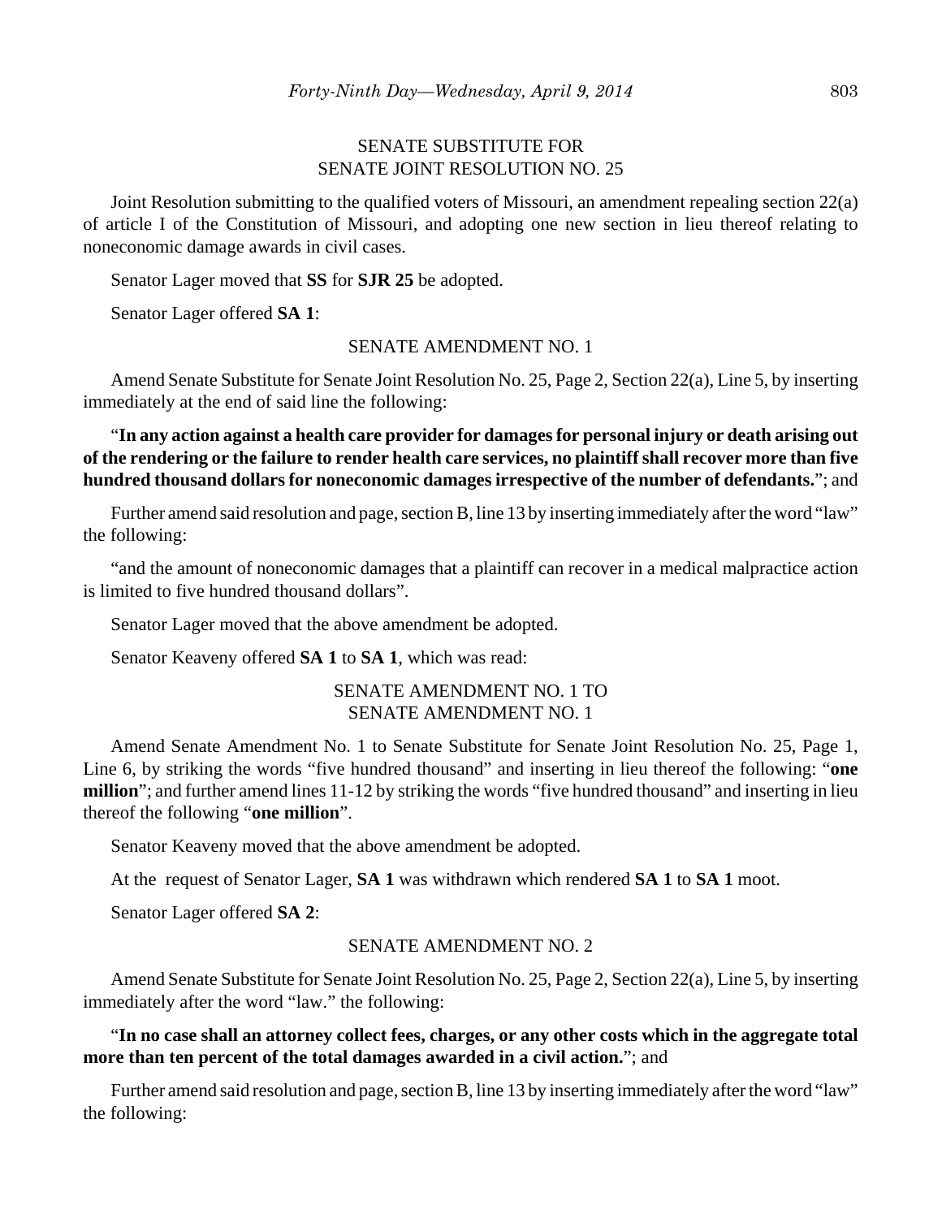SENATE SUBSTITUTE FOR
SENATE JOINT RESOLUTION NO. 25

Joint Resolution submitting to the qualified voters of Missouri, an amendment repealing section 22(a) of article I of the Constitution of Missouri, and adopting one new section in lieu thereof relating to noneconomic damage awards in civil cases.

Senator Lager moved that **SS** for **SJR 25** be adopted.

Senator Lager offered **SA 1**:

SENATE AMENDMENT NO. 1

Amend Senate Substitute for Senate Joint Resolution No. 25, Page 2, Section 22(a), Line 5, by inserting immediately at the end of said line the following:

"**In any action against a health care provider for damages for personal injury or death arising out of the rendering or the failure to render health care services, no plaintiff shall recover more than five hundred thousand dollars for noneconomic damages irrespective of the number of defendants.**"; and

Further amend said resolution and page, section B, line 13 by inserting immediately after the word "law" the following:

"and the amount of noneconomic damages that a plaintiff can recover in a medical malpractice action is limited to five hundred thousand dollars".

Senator Lager moved that the above amendment be adopted.

Senator Keaveny offered **SA 1** to **SA 1**, which was read:

SENATE AMENDMENT NO. 1 TO
SENATE AMENDMENT NO. 1

Amend Senate Amendment No. 1 to Senate Substitute for Senate Joint Resolution No. 25, Page 1, Line 6, by striking the words "five hundred thousand" and inserting in lieu thereof the following: "**one million**"; and further amend lines 11-12 by striking the words "five hundred thousand" and inserting in lieu thereof the following "**one million**".

Senator Keaveny moved that the above amendment be adopted.

At the request of Senator Lager, **SA 1** was withdrawn which rendered **SA 1** to **SA 1** moot.

Senator Lager offered **SA 2**:

SENATE AMENDMENT NO. 2

Amend Senate Substitute for Senate Joint Resolution No. 25, Page 2, Section 22(a), Line 5, by inserting immediately after the word "law." the following:

"**In no case shall an attorney collect fees, charges, or any other costs which in the aggregate total more than ten percent of the total damages awarded in a civil action.**"; and

Further amend said resolution and page, section B, line 13 by inserting immediately after the word "law" the following: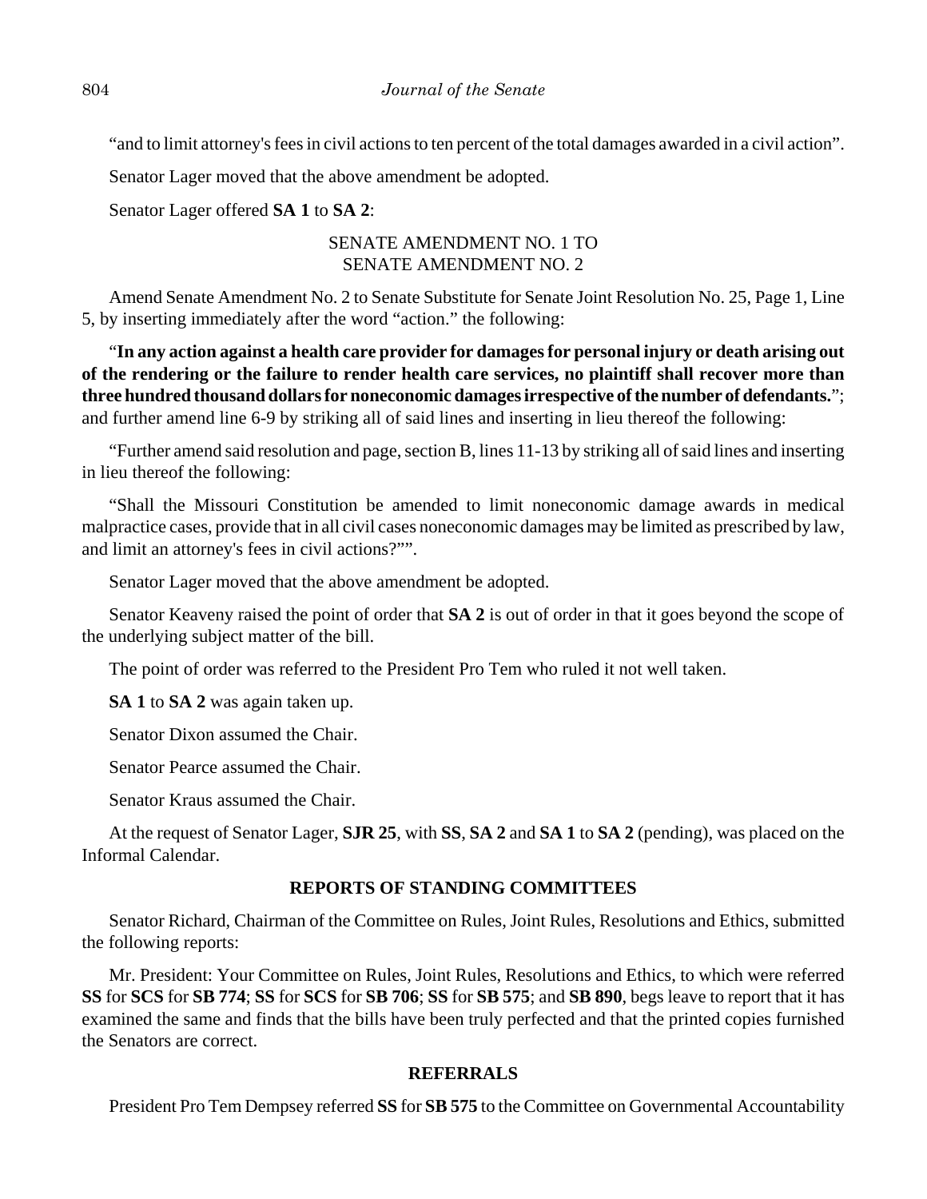"and to limit attorney's fees in civil actions to ten percent of the total damages awarded in a civil action".

Senator Lager moved that the above amendment be adopted.

Senator Lager offered **SA 1** to **SA 2**:

SENATE AMENDMENT NO. 1 TO
SENATE AMENDMENT NO. 2

Amend Senate Amendment No. 2 to Senate Substitute for Senate Joint Resolution No. 25, Page 1, Line 5, by inserting immediately after the word "action." the following:

"**In any action against a health care provider for damages for personal injury or death arising out of the rendering or the failure to render health care services, no plaintiff shall recover more than three hundred thousand dollars for noneconomic damages irrespective of the number of defendants.**"; and further amend line 6-9 by striking all of said lines and inserting in lieu thereof the following:

"Further amend said resolution and page, section B, lines 11-13 by striking all of said lines and inserting in lieu thereof the following:

"Shall the Missouri Constitution be amended to limit noneconomic damage awards in medical malpractice cases, provide that in all civil cases noneconomic damages may be limited as prescribed by law, and limit an attorney's fees in civil actions?"".

Senator Lager moved that the above amendment be adopted.

Senator Keaveny raised the point of order that **SA 2** is out of order in that it goes beyond the scope of the underlying subject matter of the bill.

The point of order was referred to the President Pro Tem who ruled it not well taken.

**SA 1** to **SA 2** was again taken up.

Senator Dixon assumed the Chair.

Senator Pearce assumed the Chair.

Senator Kraus assumed the Chair.

At the request of Senator Lager, **SJR 25**, with **SS**, **SA 2** and **SA 1** to **SA 2** (pending), was placed on the Informal Calendar.

## REPORTS OF STANDING COMMITTEES

Senator Richard, Chairman of the Committee on Rules, Joint Rules, Resolutions and Ethics, submitted the following reports:

Mr. President: Your Committee on Rules, Joint Rules, Resolutions and Ethics, to which were referred **SS** for **SCS** for **SB 774**; **SS** for **SCS** for **SB 706**; **SS** for **SB 575**; and **SB 890**, begs leave to report that it has examined the same and finds that the bills have been truly perfected and that the printed copies furnished the Senators are correct.

## REFERRALS

President Pro Tem Dempsey referred **SS** for **SB 575** to the Committee on Governmental Accountability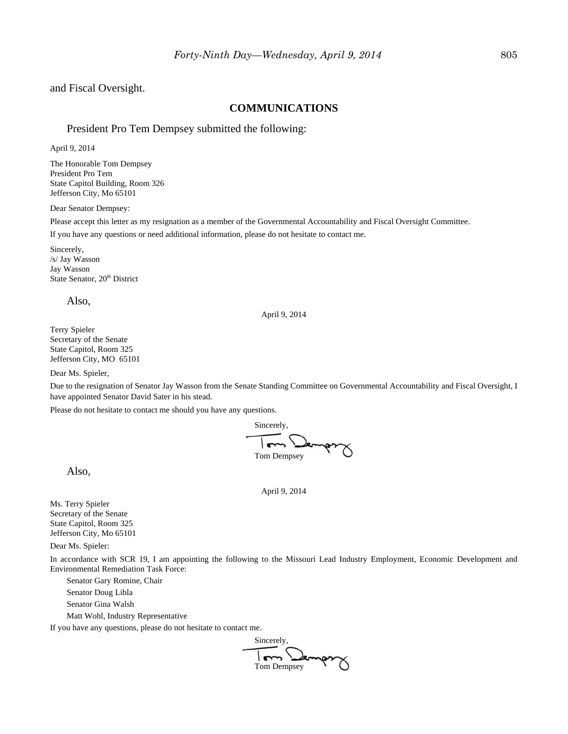and Fiscal Oversight.

## COMMUNICATIONS

President Pro Tem Dempsey submitted the following:

April 9, 2014

The Honorable Tom Dempsey
President Pro Tem
State Capitol Building, Room 326
Jefferson City, Mo 65101

Dear Senator Dempsey:

Please accept this letter as my resignation as a member of the Governmental Accountability and Fiscal Oversight Committee.

If you have any questions or need additional information, please do not hesitate to contact me.

Sincerely,
/s/ Jay Wasson
Jay Wasson
State Senator, 20th District

Also,

April 9, 2014

Terry Spieler
Secretary of the Senate
State Capitol, Room 325
Jefferson City, MO 65101

Dear Ms. Spieler,

Due to the resignation of Senator Jay Wasson from the Senate Standing Committee on Governmental Accountability and Fiscal Oversight, I have appointed Senator David Sater in his stead.

Please do not hesitate to contact me should you have any questions.

Sincerely,
Tom Dempsey

Also,

April 9, 2014

Ms. Terry Spieler
Secretary of the Senate
State Capitol, Room 325
Jefferson City, Mo 65101

Dear Ms. Spieler:

In accordance with SCR 19, I am appointing the following to the Missouri Lead Industry Employment, Economic Development and Environmental Remediation Task Force:

Senator Gary Romine, Chair
Senator Doug Libla
Senator Gina Walsh
Matt Wohl, Industry Representative

If you have any questions, please do not hesitate to contact me.

Sincerely,
Tom Dempsey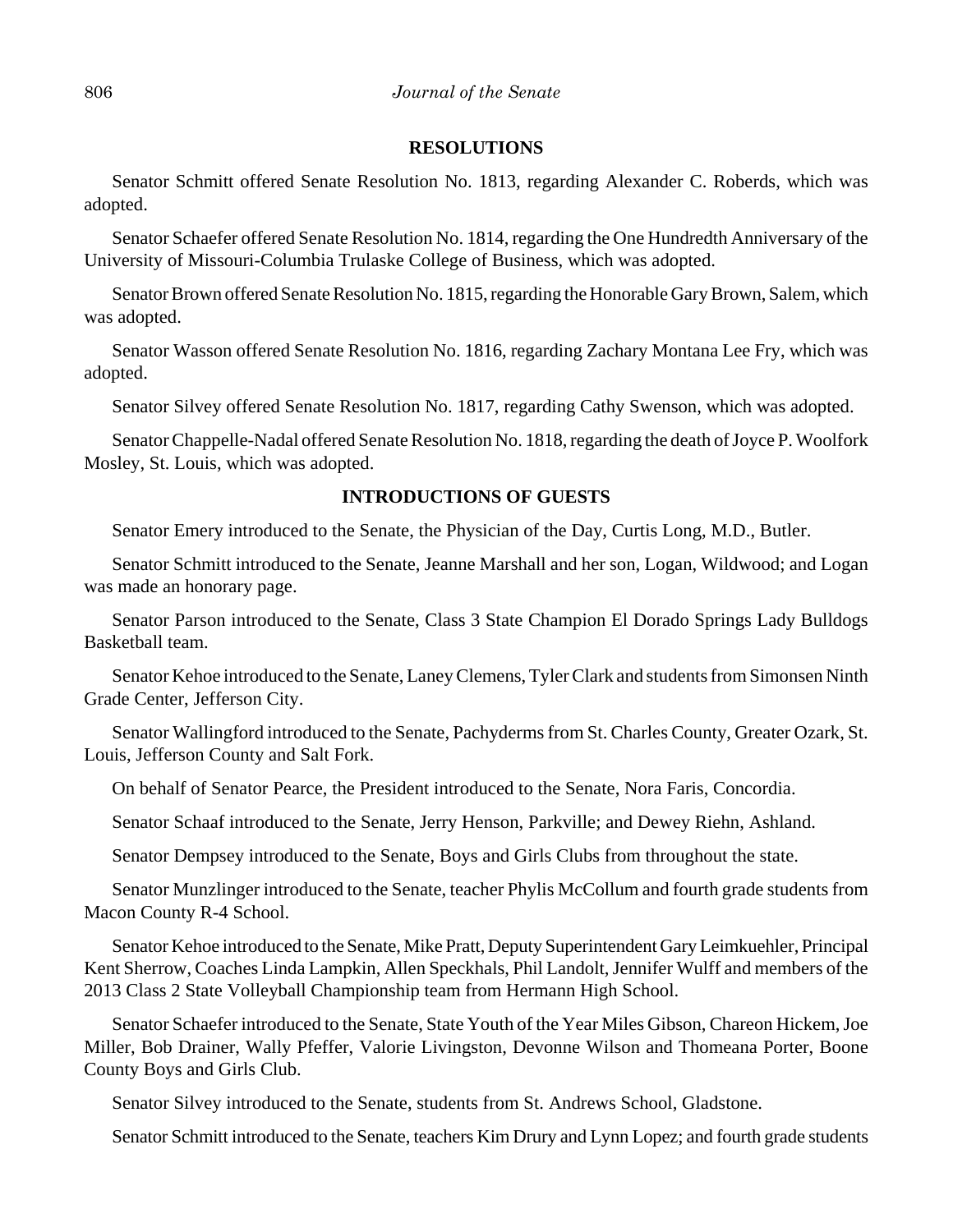## RESOLUTIONS

Senator Schmitt offered Senate Resolution No. 1813, regarding Alexander C. Roberds, which was adopted.

Senator Schaefer offered Senate Resolution No. 1814, regarding the One Hundredth Anniversary of the University of Missouri-Columbia Trulaske College of Business, which was adopted.

Senator Brown offered Senate Resolution No. 1815, regarding the Honorable Gary Brown, Salem, which was adopted.

Senator Wasson offered Senate Resolution No. 1816, regarding Zachary Montana Lee Fry, which was adopted.

Senator Silvey offered Senate Resolution No. 1817, regarding Cathy Swenson, which was adopted.

Senator Chappelle-Nadal offered Senate Resolution No. 1818, regarding the death of Joyce P. Woolfork Mosley, St. Louis, which was adopted.

## INTRODUCTIONS OF GUESTS

Senator Emery introduced to the Senate, the Physician of the Day, Curtis Long, M.D., Butler.

Senator Schmitt introduced to the Senate, Jeanne Marshall and her son, Logan, Wildwood; and Logan was made an honorary page.

Senator Parson introduced to the Senate, Class 3 State Champion El Dorado Springs Lady Bulldogs Basketball team.

Senator Kehoe introduced to the Senate, Laney Clemens, Tyler Clark and students from Simonsen Ninth Grade Center, Jefferson City.

Senator Wallingford introduced to the Senate, Pachyderms from St. Charles County, Greater Ozark, St. Louis, Jefferson County and Salt Fork.

On behalf of Senator Pearce, the President introduced to the Senate, Nora Faris, Concordia.

Senator Schaaf introduced to the Senate, Jerry Henson, Parkville; and Dewey Riehn, Ashland.

Senator Dempsey introduced to the Senate, Boys and Girls Clubs from throughout the state.

Senator Munzlinger introduced to the Senate, teacher Phylis McCollum and fourth grade students from Macon County R-4 School.

Senator Kehoe introduced to the Senate, Mike Pratt, Deputy Superintendent Gary Leimkuehler, Principal Kent Sherrow, Coaches Linda Lampkin, Allen Speckhals, Phil Landolt, Jennifer Wulff and members of the 2013 Class 2 State Volleyball Championship team from Hermann High School.

Senator Schaefer introduced to the Senate, State Youth of the Year Miles Gibson, Chareon Hickem, Joe Miller, Bob Drainer, Wally Pfeffer, Valorie Livingston, Devonne Wilson and Thomeana Porter, Boone County Boys and Girls Club.

Senator Silvey introduced to the Senate, students from St. Andrews School, Gladstone.

Senator Schmitt introduced to the Senate, teachers Kim Drury and Lynn Lopez; and fourth grade students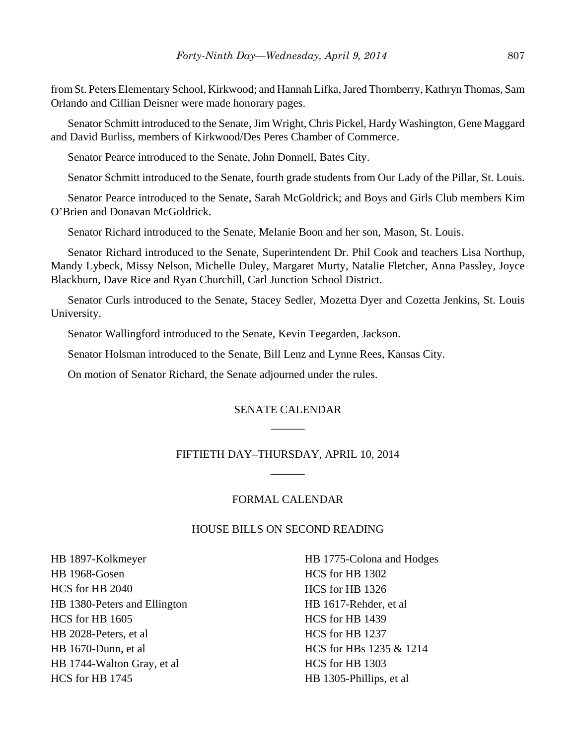from St. Peters Elementary School, Kirkwood; and Hannah Lifka, Jared Thornberry, Kathryn Thomas, Sam Orlando and Cillian Deisner were made honorary pages.

Senator Schmitt introduced to the Senate, Jim Wright, Chris Pickel, Hardy Washington, Gene Maggard and David Burliss, members of Kirkwood/Des Peres Chamber of Commerce.

Senator Pearce introduced to the Senate, John Donnell, Bates City.

Senator Schmitt introduced to the Senate, fourth grade students from Our Lady of the Pillar, St. Louis.

Senator Pearce introduced to the Senate, Sarah McGoldrick; and Boys and Girls Club members Kim O'Brien and Donavan McGoldrick.

Senator Richard introduced to the Senate, Melanie Boon and her son, Mason, St. Louis.

Senator Richard introduced to the Senate, Superintendent Dr. Phil Cook and teachers Lisa Northup, Mandy Lybeck, Missy Nelson, Michelle Duley, Margaret Murty, Natalie Fletcher, Anna Passley, Joyce Blackburn, Dave Rice and Ryan Churchill, Carl Junction School District.

Senator Curls introduced to the Senate, Stacey Sedler, Mozetta Dyer and Cozetta Jenkins, St. Louis University.

Senator Wallingford introduced to the Senate, Kevin Teegarden, Jackson.

Senator Holsman introduced to the Senate, Bill Lenz and Lynne Rees, Kansas City.

On motion of Senator Richard, the Senate adjourned under the rules.

## SENATE CALENDAR

______

## FIFTIETH DAY–THURSDAY, APRIL 10, 2014

______

### FORMAL CALENDAR

### HOUSE BILLS ON SECOND READING

HB 1897-Kolkmeyer
HB 1968-Gosen
HCS for HB 2040
HB 1380-Peters and Ellington
HCS for HB 1605
HB 2028-Peters, et al
HB 1670-Dunn, et al
HB 1744-Walton Gray, et al
HCS for HB 1745
HB 1775-Colona and Hodges
HCS for HB 1302
HCS for HB 1326
HB 1617-Rehder, et al
HCS for HB 1439
HCS for HB 1237
HCS for HBs 1235 & 1214
HCS for HB 1303
HB 1305-Phillips, et al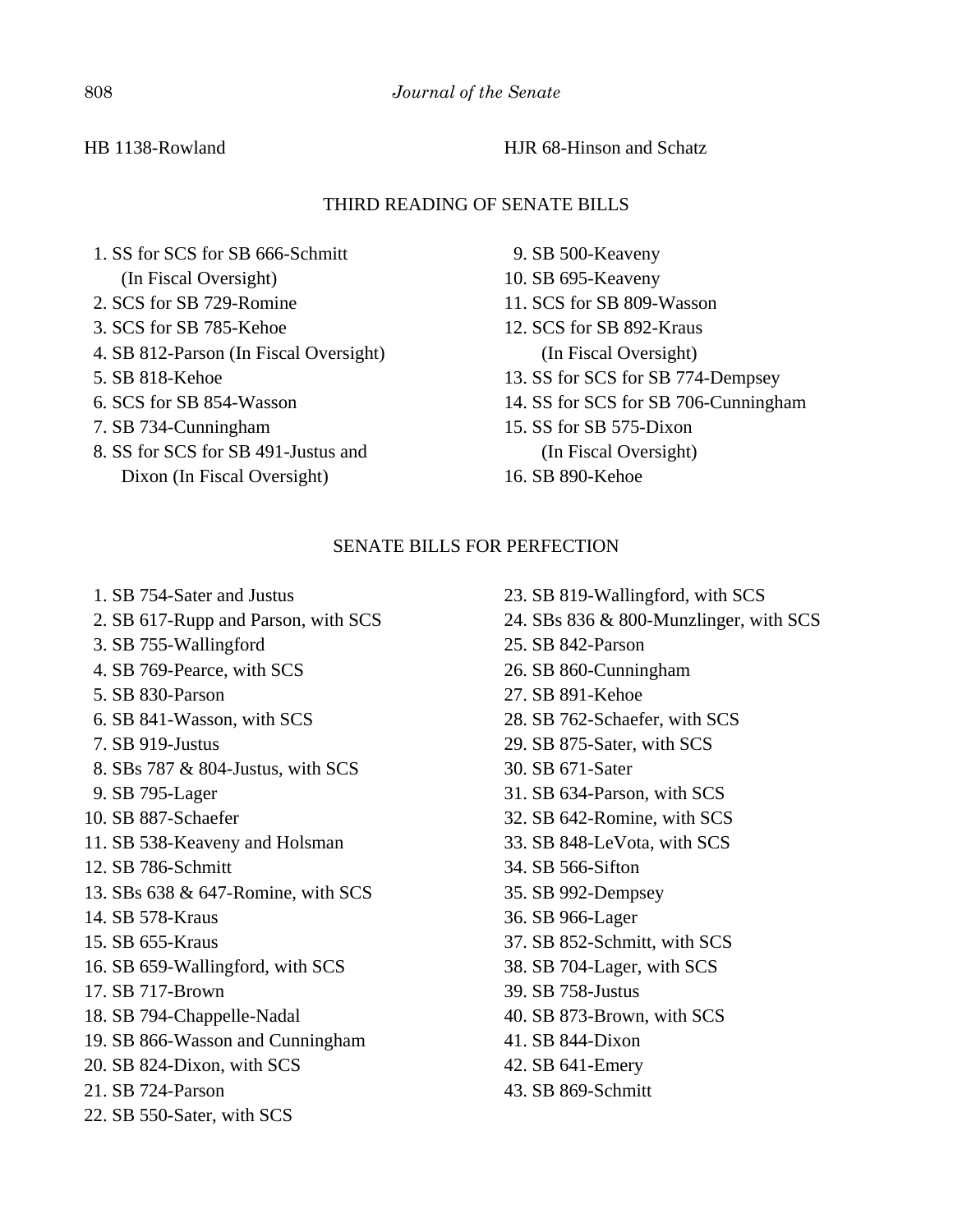HB 1138-Rowland

HJR 68-Hinson and Schatz

THIRD READING OF SENATE BILLS

1. SS for SCS for SB 666-Schmitt (In Fiscal Oversight)
2. SCS for SB 729-Romine
3. SCS for SB 785-Kehoe
4. SB 812-Parson (In Fiscal Oversight)
5. SB 818-Kehoe
6. SCS for SB 854-Wasson
7. SB 734-Cunningham
8. SS for SCS for SB 491-Justus and Dixon (In Fiscal Oversight)
9. SB 500-Keaveny
10. SB 695-Keaveny
11. SCS for SB 809-Wasson
12. SCS for SB 892-Kraus (In Fiscal Oversight)
13. SS for SCS for SB 774-Dempsey
14. SS for SCS for SB 706-Cunningham
15. SS for SB 575-Dixon (In Fiscal Oversight)
16. SB 890-Kehoe

SENATE BILLS FOR PERFECTION

1. SB 754-Sater and Justus
2. SB 617-Rupp and Parson, with SCS
3. SB 755-Wallingford
4. SB 769-Pearce, with SCS
5. SB 830-Parson
6. SB 841-Wasson, with SCS
7. SB 919-Justus
8. SBs 787 & 804-Justus, with SCS
9. SB 795-Lager
10. SB 887-Schaefer
11. SB 538-Keaveny and Holsman
12. SB 786-Schmitt
13. SBs 638 & 647-Romine, with SCS
14. SB 578-Kraus
15. SB 655-Kraus
16. SB 659-Wallingford, with SCS
17. SB 717-Brown
18. SB 794-Chappelle-Nadal
19. SB 866-Wasson and Cunningham
20. SB 824-Dixon, with SCS
21. SB 724-Parson
22. SB 550-Sater, with SCS
23. SB 819-Wallingford, with SCS
24. SBs 836 & 800-Munzlinger, with SCS
25. SB 842-Parson
26. SB 860-Cunningham
27. SB 891-Kehoe
28. SB 762-Schaefer, with SCS
29. SB 875-Sater, with SCS
30. SB 671-Sater
31. SB 634-Parson, with SCS
32. SB 642-Romine, with SCS
33. SB 848-LeVota, with SCS
34. SB 566-Sifton
35. SB 992-Dempsey
36. SB 966-Lager
37. SB 852-Schmitt, with SCS
38. SB 704-Lager, with SCS
39. SB 758-Justus
40. SB 873-Brown, with SCS
41. SB 844-Dixon
42. SB 641-Emery
43. SB 869-Schmitt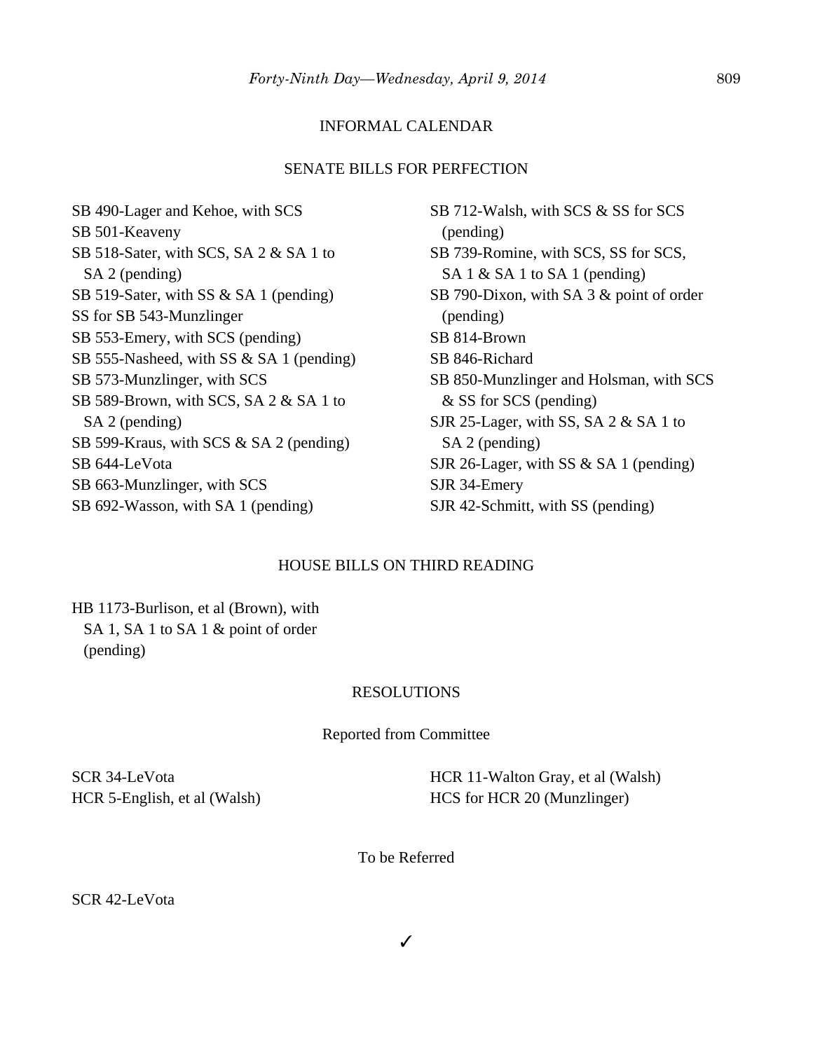## INFORMAL CALENDAR

### SENATE BILLS FOR PERFECTION

SB 490-Lager and Kehoe, with SCS
SB 501-Keaveny
SB 518-Sater, with SCS, SA 2 & SA 1 to SA 2 (pending)
SB 519-Sater, with SS & SA 1 (pending)
SS for SB 543-Munzlinger
SB 553-Emery, with SCS (pending)
SB 555-Nasheed, with SS & SA 1 (pending)
SB 573-Munzlinger, with SCS
SB 589-Brown, with SCS, SA 2 & SA 1 to SA 2 (pending)
SB 599-Kraus, with SCS & SA 2 (pending)
SB 644-LeVota
SB 663-Munzlinger, with SCS
SB 692-Wasson, with SA 1 (pending)
SB 712-Walsh, with SCS & SS for SCS (pending)
SB 739-Romine, with SCS, SS for SCS, SA 1 & SA 1 to SA 1 (pending)
SB 790-Dixon, with SA 3 & point of order (pending)
SB 814-Brown
SB 846-Richard
SB 850-Munzlinger and Holsman, with SCS & SS for SCS (pending)
SJR 25-Lager, with SS, SA 2 & SA 1 to SA 2 (pending)
SJR 26-Lager, with SS & SA 1 (pending)
SJR 34-Emery
SJR 42-Schmitt, with SS (pending)

### HOUSE BILLS ON THIRD READING

HB 1173-Burlison, et al (Brown), with SA 1, SA 1 to SA 1 & point of order (pending)

### RESOLUTIONS

#### Reported from Committee

SCR 34-LeVota
HCR 5-English, et al (Walsh)
HCR 11-Walton Gray, et al (Walsh)
HCS for HCR 20 (Munzlinger)

#### To be Referred

SCR 42-LeVota

✓